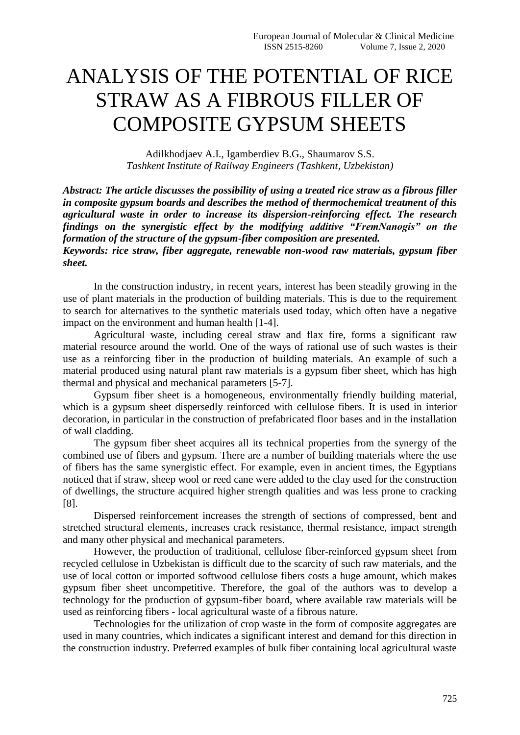# ANALYSIS OF THE POTENTIAL OF RICE STRAW AS A FIBROUS FILLER OF COMPOSITE GYPSUM SHEETS

Adilkhodjaev A.I., Igamberdiev B.G., Shaumarov S.S.
*Tashkent Institute of Railway Engineers (Tashkent, Uzbekistan)*

***Abstract: The article discusses the possibility of using a treated rice straw as a fibrous filler in composite gypsum boards and describes the method of thermochemical treatment of this agricultural waste in order to increase its dispersion-reinforcing effect. The research findings on the synergistic effect by the modifying additive "FremNanogis" on the formation of the structure of the gypsum-fiber composition are presented.***

***Keywords: rice straw, fiber aggregate, renewable non-wood raw materials, gypsum fiber sheet.***

In the construction industry, in recent years, interest has been steadily growing in the use of plant materials in the production of building materials. This is due to the requirement to search for alternatives to the synthetic materials used today, which often have a negative impact on the environment and human health [1-4].

Agricultural waste, including cereal straw and flax fire, forms a significant raw material resource around the world. One of the ways of rational use of such wastes is their use as a reinforcing fiber in the production of building materials. An example of such a material produced using natural plant raw materials is a gypsum fiber sheet, which has high thermal and physical and mechanical parameters [5-7].

Gypsum fiber sheet is a homogeneous, environmentally friendly building material, which is a gypsum sheet dispersedly reinforced with cellulose fibers. It is used in interior decoration, in particular in the construction of prefabricated floor bases and in the installation of wall cladding.

The gypsum fiber sheet acquires all its technical properties from the synergy of the combined use of fibers and gypsum. There are a number of building materials where the use of fibers has the same synergistic effect. For example, even in ancient times, the Egyptians noticed that if straw, sheep wool or reed cane were added to the clay used for the construction of dwellings, the structure acquired higher strength qualities and was less prone to cracking [8].

Dispersed reinforcement increases the strength of sections of compressed, bent and stretched structural elements, increases crack resistance, thermal resistance, impact strength and many other physical and mechanical parameters.

However, the production of traditional, cellulose fiber-reinforced gypsum sheet from recycled cellulose in Uzbekistan is difficult due to the scarcity of such raw materials, and the use of local cotton or imported softwood cellulose fibers costs a huge amount, which makes gypsum fiber sheet uncompetitive. Therefore, the goal of the authors was to develop a technology for the production of gypsum-fiber board, where available raw materials will be used as reinforcing fibers - local agricultural waste of a fibrous nature.

Technologies for the utilization of crop waste in the form of composite aggregates are used in many countries, which indicates a significant interest and demand for this direction in the construction industry. Preferred examples of bulk fiber containing local agricultural waste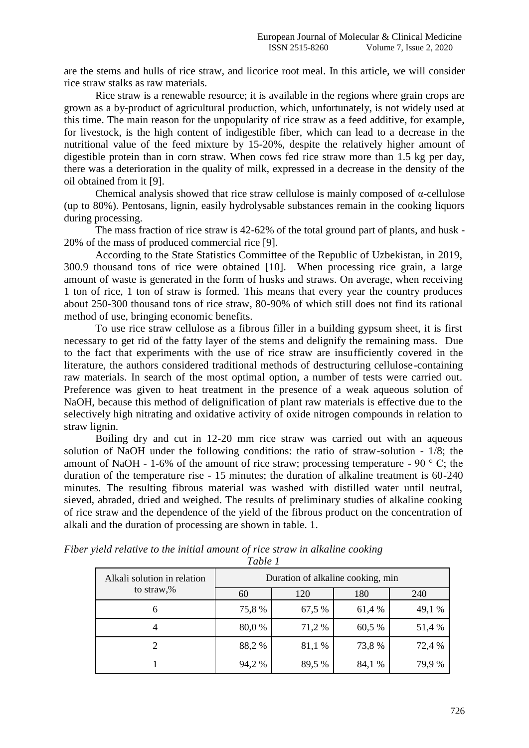are the stems and hulls of rice straw, and licorice root meal. In this article, we will consider rice straw stalks as raw materials.

Rice straw is a renewable resource; it is available in the regions where grain crops are grown as a by-product of agricultural production, which, unfortunately, is not widely used at this time. The main reason for the unpopularity of rice straw as a feed additive, for example, for livestock, is the high content of indigestible fiber, which can lead to a decrease in the nutritional value of the feed mixture by 15-20%, despite the relatively higher amount of digestible protein than in corn straw. When cows fed rice straw more than 1.5 kg per day, there was a deterioration in the quality of milk, expressed in a decrease in the density of the oil obtained from it [9].

Chemical analysis showed that rice straw cellulose is mainly composed of α-cellulose (up to 80%). Pentosans, lignin, easily hydrolysable substances remain in the cooking liquors during processing.

The mass fraction of rice straw is 42-62% of the total ground part of plants, and husk - 20% of the mass of produced commercial rice [9].

According to the State Statistics Committee of the Republic of Uzbekistan, in 2019, 300.9 thousand tons of rice were obtained [10]. When processing rice grain, a large amount of waste is generated in the form of husks and straws. On average, when receiving 1 ton of rice, 1 ton of straw is formed. This means that every year the country produces about 250-300 thousand tons of rice straw, 80-90% of which still does not find its rational method of use, bringing economic benefits.

To use rice straw cellulose as a fibrous filler in a building gypsum sheet, it is first necessary to get rid of the fatty layer of the stems and delignify the remaining mass. Due to the fact that experiments with the use of rice straw are insufficiently covered in the literature, the authors considered traditional methods of destructuring cellulose-containing raw materials. In search of the most optimal option, a number of tests were carried out. Preference was given to heat treatment in the presence of a weak aqueous solution of NaOH, because this method of delignification of plant raw materials is effective due to the selectively high nitrating and oxidative activity of oxide nitrogen compounds in relation to straw lignin.

Boiling dry and cut in 12-20 mm rice straw was carried out with an aqueous solution of NaOH under the following conditions: the ratio of straw-solution - 1/8; the amount of NaOH - 1-6% of the amount of rice straw; processing temperature - 90 ° C; the duration of the temperature rise - 15 minutes; the duration of alkaline treatment is 60-240 minutes. The resulting fibrous material was washed with distilled water until neutral, sieved, abraded, dried and weighed. The results of preliminary studies of alkaline cooking of rice straw and the dependence of the yield of the fibrous product on the concentration of alkali and the duration of processing are shown in table. 1.

*Fiber yield relative to the initial amount of rice straw in alkaline cooking*

*Table 1*

| Alkali solution in relation to straw,% | Duration of alkaline cooking, min | | | |
|---|---|---|---|---|
| | 60 | 120 | 180 | 240 |
| 6 | 75,8 % | 67,5 % | 61,4 % | 49,1 % |
| 4 | 80,0 % | 71,2 % | 60,5 % | 51,4 % |
| 2 | 88,2 % | 81,1 % | 73,8 % | 72,4 % |
| 1 | 94,2 % | 89,5 % | 84,1 % | 79,9 % |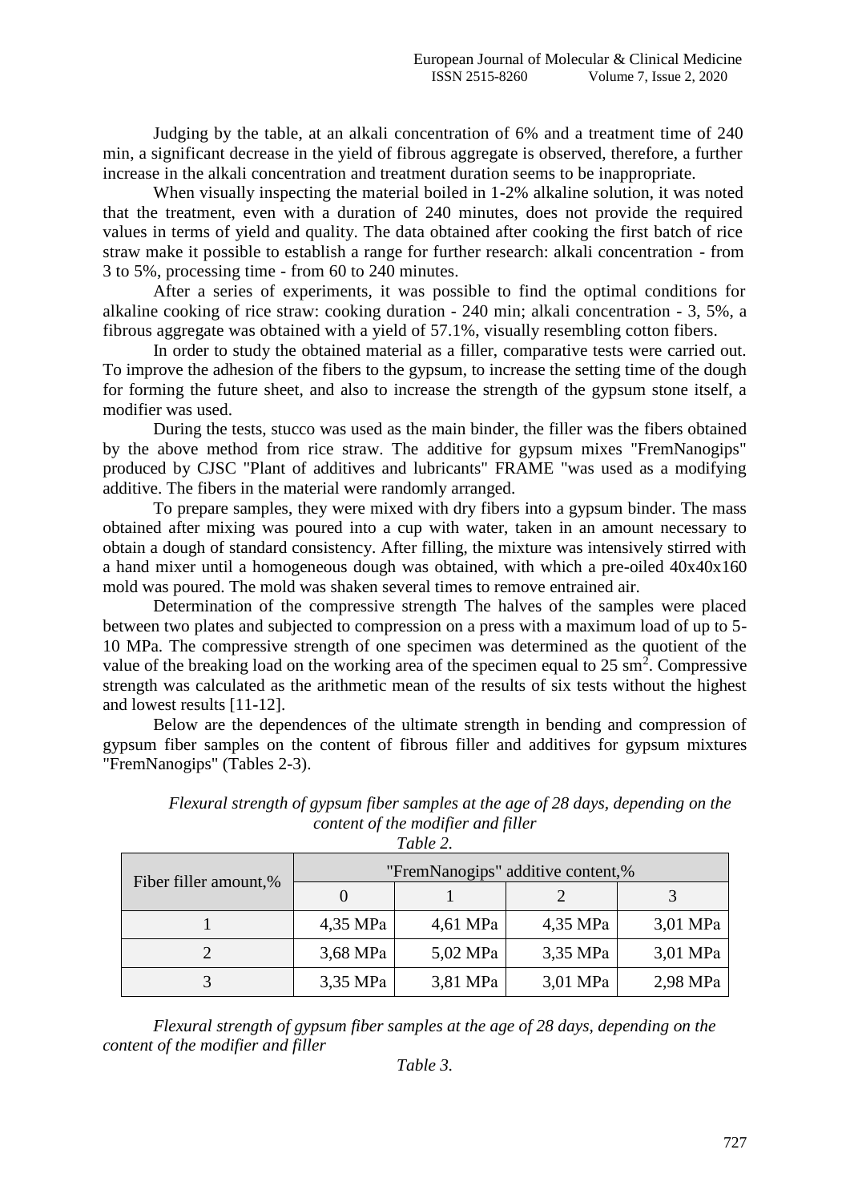Judging by the table, at an alkali concentration of 6% and a treatment time of 240 min, a significant decrease in the yield of fibrous aggregate is observed, therefore, a further increase in the alkali concentration and treatment duration seems to be inappropriate.

When visually inspecting the material boiled in 1-2% alkaline solution, it was noted that the treatment, even with a duration of 240 minutes, does not provide the required values in terms of yield and quality. The data obtained after cooking the first batch of rice straw make it possible to establish a range for further research: alkali concentration - from 3 to 5%, processing time - from 60 to 240 minutes.

After a series of experiments, it was possible to find the optimal conditions for alkaline cooking of rice straw: cooking duration - 240 min; alkali concentration - 3, 5%, a fibrous aggregate was obtained with a yield of 57.1%, visually resembling cotton fibers.

In order to study the obtained material as a filler, comparative tests were carried out. To improve the adhesion of the fibers to the gypsum, to increase the setting time of the dough for forming the future sheet, and also to increase the strength of the gypsum stone itself, a modifier was used.

During the tests, stucco was used as the main binder, the filler was the fibers obtained by the above method from rice straw. The additive for gypsum mixes "FremNanogips" produced by CJSC "Plant of additives and lubricants" FRAME "was used as a modifying additive. The fibers in the material were randomly arranged.

To prepare samples, they were mixed with dry fibers into a gypsum binder. The mass obtained after mixing was poured into a cup with water, taken in an amount necessary to obtain a dough of standard consistency. After filling, the mixture was intensively stirred with a hand mixer until a homogeneous dough was obtained, with which a pre-oiled 40x40x160 mold was poured. The mold was shaken several times to remove entrained air.

Determination of the compressive strength The halves of the samples were placed between two plates and subjected to compression on a press with a maximum load of up to 5-10 MPa. The compressive strength of one specimen was determined as the quotient of the value of the breaking load on the working area of the specimen equal to 25 $sm^2$. Compressive strength was calculated as the arithmetic mean of the results of six tests without the highest and lowest results [11-12].

Below are the dependences of the ultimate strength in bending and compression of gypsum fiber samples on the content of fibrous filler and additives for gypsum mixtures "FremNanogips" (Tables 2-3).

*Flexural strength of gypsum fiber samples at the age of 28 days, depending on the content of the modifier and filler*

*Table 2.*

| Fiber filler amount,% | "FremNanogips" additive content,% | | | |
|---|---|---|---|---|
| | 0 | 1 | 2 | 3 |
| 1 | 4,35 MPa | 4,61 MPa | 4,35 MPa | 3,01 MPa |
| 2 | 3,68 MPa | 5,02 MPa | 3,35 MPa | 3,01 MPa |
| 3 | 3,35 MPa | 3,81 MPa | 3,01 MPa | 2,98 MPa |

*Flexural strength of gypsum fiber samples at the age of 28 days, depending on the content of the modifier and filler*

*Table 3.*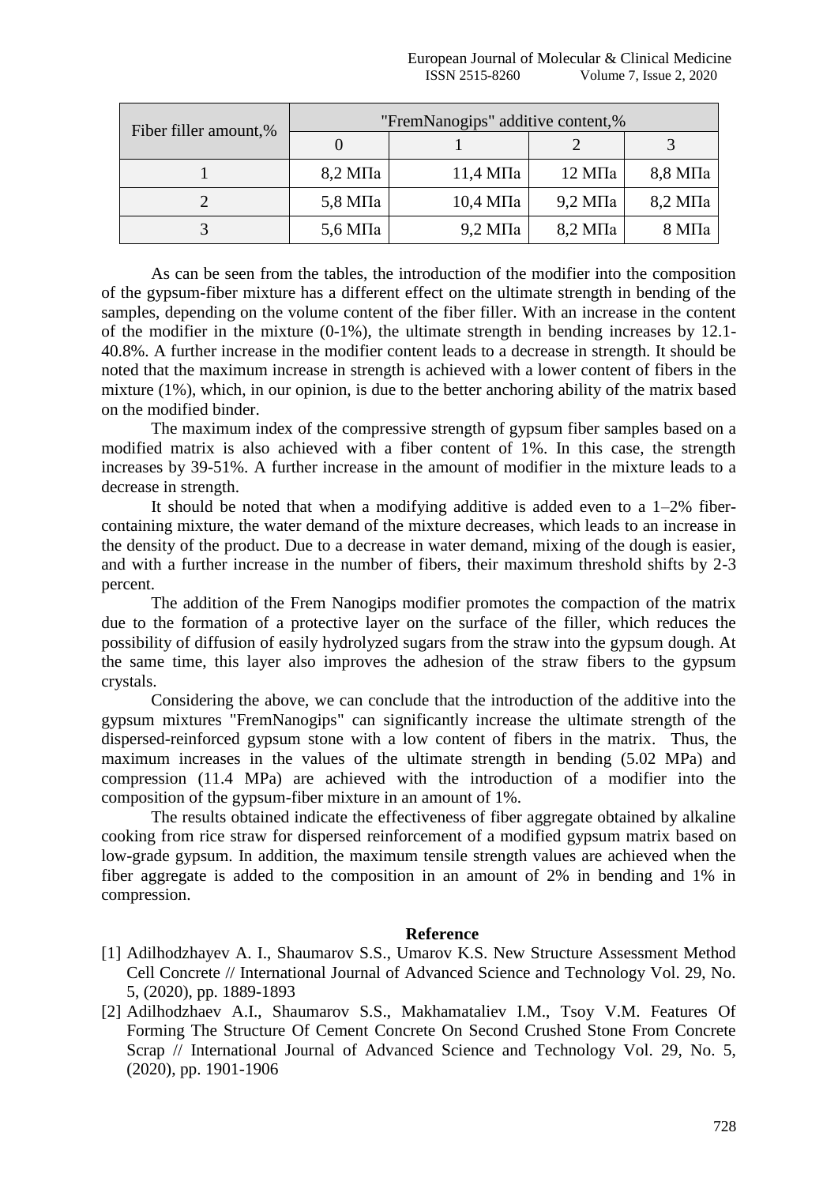| Fiber filler amount,% | "FremNanogips" additive content,% | | | |
|---|---|---|---|---|
| | 0 | 1 | 2 | 3 |
| 1 | 8,2 МПа | 11,4 МПа | 12 МПа | 8,8 МПа |
| 2 | 5,8 МПа | 10,4 МПа | 9,2 МПа | 8,2 МПа |
| 3 | 5,6 МПа | 9,2 МПа | 8,2 МПа | 8 МПа |

As can be seen from the tables, the introduction of the modifier into the composition of the gypsum-fiber mixture has a different effect on the ultimate strength in bending of the samples, depending on the volume content of the fiber filler. With an increase in the content of the modifier in the mixture (0-1%), the ultimate strength in bending increases by 12.1-40.8%. A further increase in the modifier content leads to a decrease in strength. It should be noted that the maximum increase in strength is achieved with a lower content of fibers in the mixture (1%), which, in our opinion, is due to the better anchoring ability of the matrix based on the modified binder.

The maximum index of the compressive strength of gypsum fiber samples based on a modified matrix is also achieved with a fiber content of 1%. In this case, the strength increases by 39-51%. A further increase in the amount of modifier in the mixture leads to a decrease in strength.

It should be noted that when a modifying additive is added even to a 1–2% fiber-containing mixture, the water demand of the mixture decreases, which leads to an increase in the density of the product. Due to a decrease in water demand, mixing of the dough is easier, and with a further increase in the number of fibers, their maximum threshold shifts by 2-3 percent.

The addition of the Frem Nanogips modifier promotes the compaction of the matrix due to the formation of a protective layer on the surface of the filler, which reduces the possibility of diffusion of easily hydrolyzed sugars from the straw into the gypsum dough. At the same time, this layer also improves the adhesion of the straw fibers to the gypsum crystals.

Considering the above, we can conclude that the introduction of the additive into the gypsum mixtures "FremNanogips" can significantly increase the ultimate strength of the dispersed-reinforced gypsum stone with a low content of fibers in the matrix. Thus, the maximum increases in the values of the ultimate strength in bending (5.02 MPa) and compression (11.4 MPa) are achieved with the introduction of a modifier into the composition of the gypsum-fiber mixture in an amount of 1%.

The results obtained indicate the effectiveness of fiber aggregate obtained by alkaline cooking from rice straw for dispersed reinforcement of a modified gypsum matrix based on low-grade gypsum. In addition, the maximum tensile strength values are achieved when the fiber aggregate is added to the composition in an amount of 2% in bending and 1% in compression.

## Reference

[1] Adilhodzhayev A. I., Shaumarov S.S., Umarov K.S. New Structure Assessment Method Cell Concrete // International Journal of Advanced Science and Technology Vol. 29, No. 5, (2020), pp. 1889-1893

[2] Adilhodzhaev A.I., Shaumarov S.S., Makhamataliev I.M., Tsoy V.M. Features Of Forming The Structure Of Cement Concrete On Second Crushed Stone From Concrete Scrap // International Journal of Advanced Science and Technology Vol. 29, No. 5, (2020), pp. 1901-1906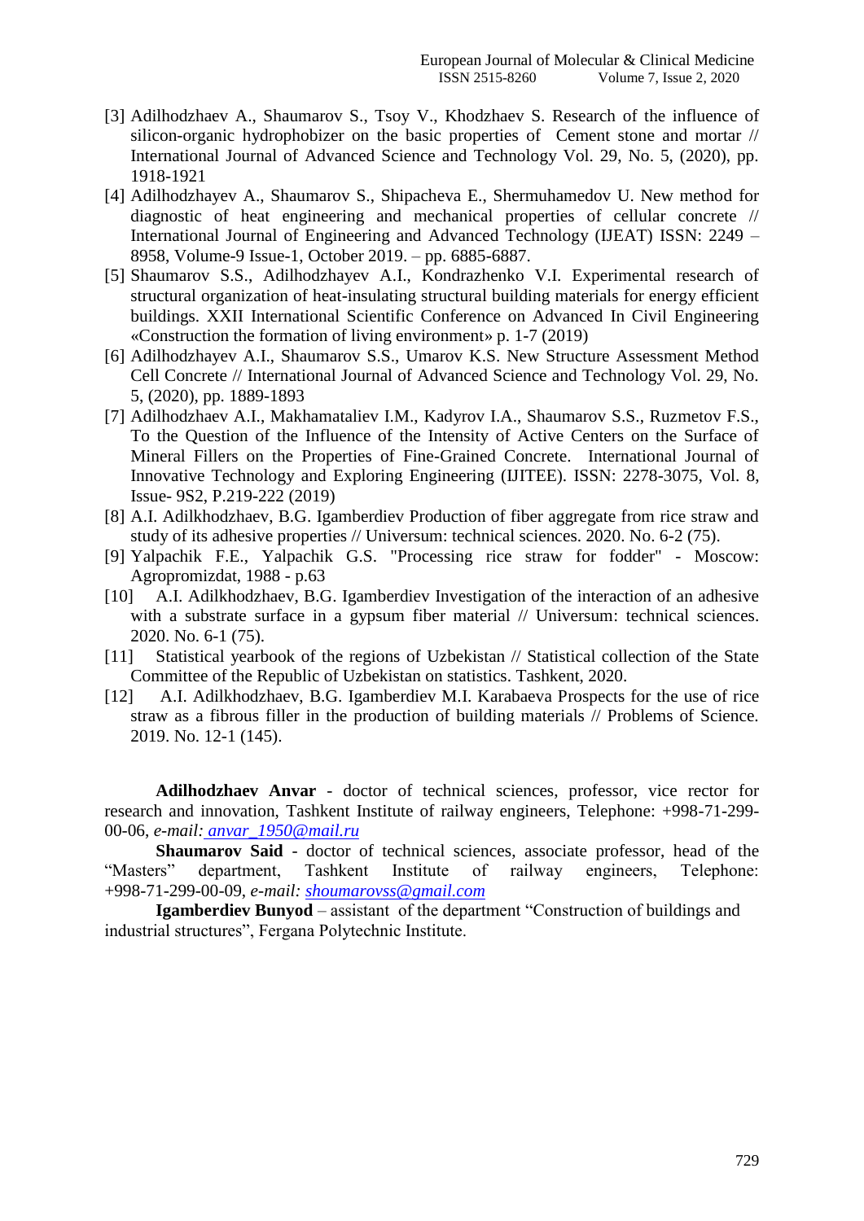[3] Adilhodzhaev A., Shaumarov S., Tsoy V., Khodzhaev S. Research of the influence of silicon-organic hydrophobizer on the basic properties of Cement stone and mortar // International Journal of Advanced Science and Technology Vol. 29, No. 5, (2020), pp. 1918-1921

[4] Adilhodzhayev A., Shaumarov S., Shipacheva E., Shermuhamedov U. New method for diagnostic of heat engineering and mechanical properties of cellular concrete // International Journal of Engineering and Advanced Technology (IJEAT) ISSN: 2249 – 8958, Volume-9 Issue-1, October 2019. – pp. 6885-6887.

[5] Shaumarov S.S., Adilhodzhayev A.I., Kondrazhenko V.I. Experimental research of structural organization of heat-insulating structural building materials for energy efficient buildings. XXII International Scientific Conference on Advanced In Civil Engineering «Construction the formation of living environment» p. 1-7 (2019)

[6] Adilhodzhayev A.I., Shaumarov S.S., Umarov K.S. New Structure Assessment Method Cell Concrete // International Journal of Advanced Science and Technology Vol. 29, No. 5, (2020), pp. 1889-1893

[7] Adilhodzhaev A.I., Makhamataliev I.M., Kadyrov I.A., Shaumarov S.S., Ruzmetov F.S., To the Question of the Influence of the Intensity of Active Centers on the Surface of Mineral Fillers on the Properties of Fine-Grained Concrete. International Journal of Innovative Technology and Exploring Engineering (IJITEE). ISSN: 2278-3075, Vol. 8, Issue- 9S2, P.219-222 (2019)

[8] A.I. Adilkhodzhaev, B.G. Igamberdiev Production of fiber aggregate from rice straw and study of its adhesive properties // Universum: technical sciences. 2020. No. 6-2 (75).

[9] Yalpachik F.E., Yalpachik G.S. "Processing rice straw for fodder" - Moscow: Agropromizdat, 1988 - p.63

[10] A.I. Adilkhodzhaev, B.G. Igamberdiev Investigation of the interaction of an adhesive with a substrate surface in a gypsum fiber material // Universum: technical sciences. 2020. No. 6-1 (75).

[11] Statistical yearbook of the regions of Uzbekistan // Statistical collection of the State Committee of the Republic of Uzbekistan on statistics. Tashkent, 2020.

[12] A.I. Adilkhodzhaev, B.G. Igamberdiev M.I. Karabaeva Prospects for the use of rice straw as a fibrous filler in the production of building materials // Problems of Science. 2019. No. 12-1 (145).

**Adilhodzhaev Anvar** - doctor of technical sciences, professor, vice rector for research and innovation, Tashkent Institute of railway engineers, Telephone: +998-71-299-00-06, *e-mail:* anvar_1950@mail.ru

**Shaumarov Said** - doctor of technical sciences, associate professor, head of the "Masters" department, Tashkent Institute of railway engineers, Telephone: +998-71-299-00-09, *e-mail:* shoumarovss@gmail.com

**Igamberdiev Bunyod** – assistant of the department "Construction of buildings and industrial structures", Fergana Polytechnic Institute.